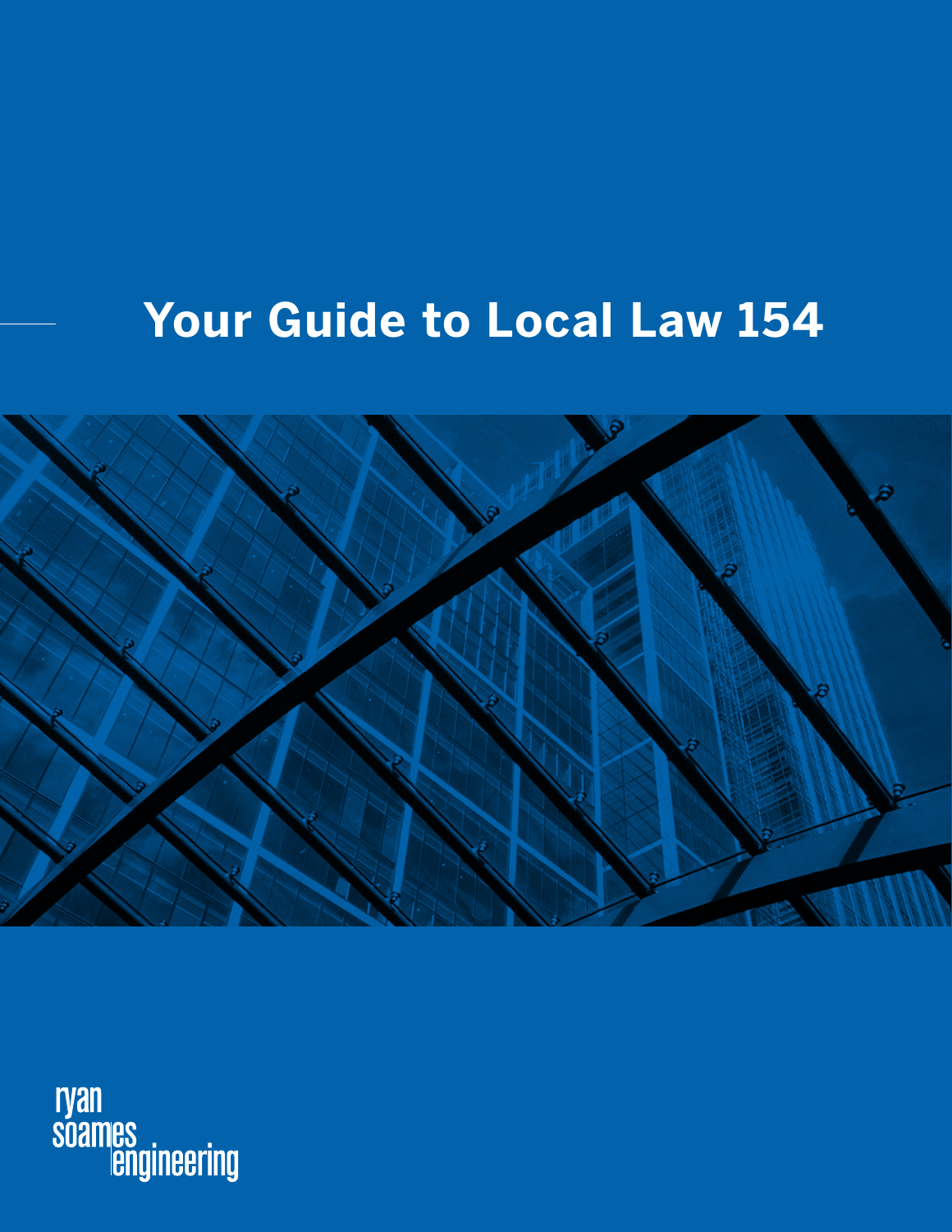# Your Guide to Local Law 154

ryan
soames
engineering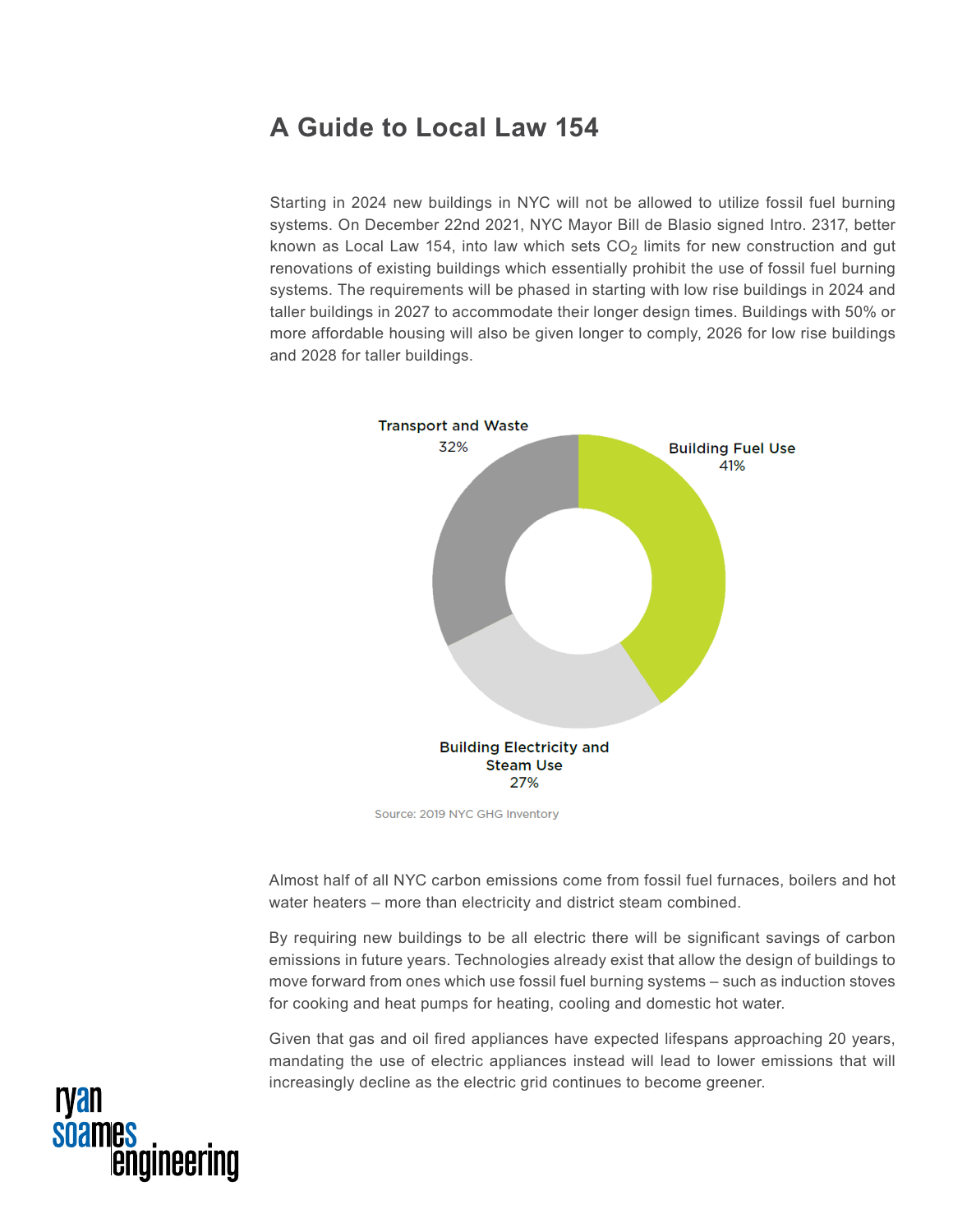# A Guide to Local Law 154

Starting in 2024 new buildings in NYC will not be allowed to utilize fossil fuel burning systems. On December 22nd 2021, NYC Mayor Bill de Blasio signed Intro. 2317, better known as Local Law 154, into law which sets $CO_2$ limits for new construction and gut renovations of existing buildings which essentially prohibit the use of fossil fuel burning systems. The requirements will be phased in starting with low rise buildings in 2024 and taller buildings in 2027 to accommodate their longer design times. Buildings with 50% or more affordable housing will also be given longer to comply, 2026 for low rise buildings and 2028 for taller buildings.

Transport and Waste 32%

Building Fuel Use 41%

Building Electricity and Steam Use 27%

Source: 2019 NYC GHG Inventory

Almost half of all NYC carbon emissions come from fossil fuel furnaces, boilers and hot water heaters – more than electricity and district steam combined.

By requiring new buildings to be all electric there will be significant savings of carbon emissions in future years. Technologies already exist that allow the design of buildings to move forward from ones which use fossil fuel burning systems – such as induction stoves for cooking and heat pumps for heating, cooling and domestic hot water.

Given that gas and oil fired appliances have expected lifespans approaching 20 years, mandating the use of electric appliances instead will lead to lower emissions that will increasingly decline as the electric grid continues to become greener.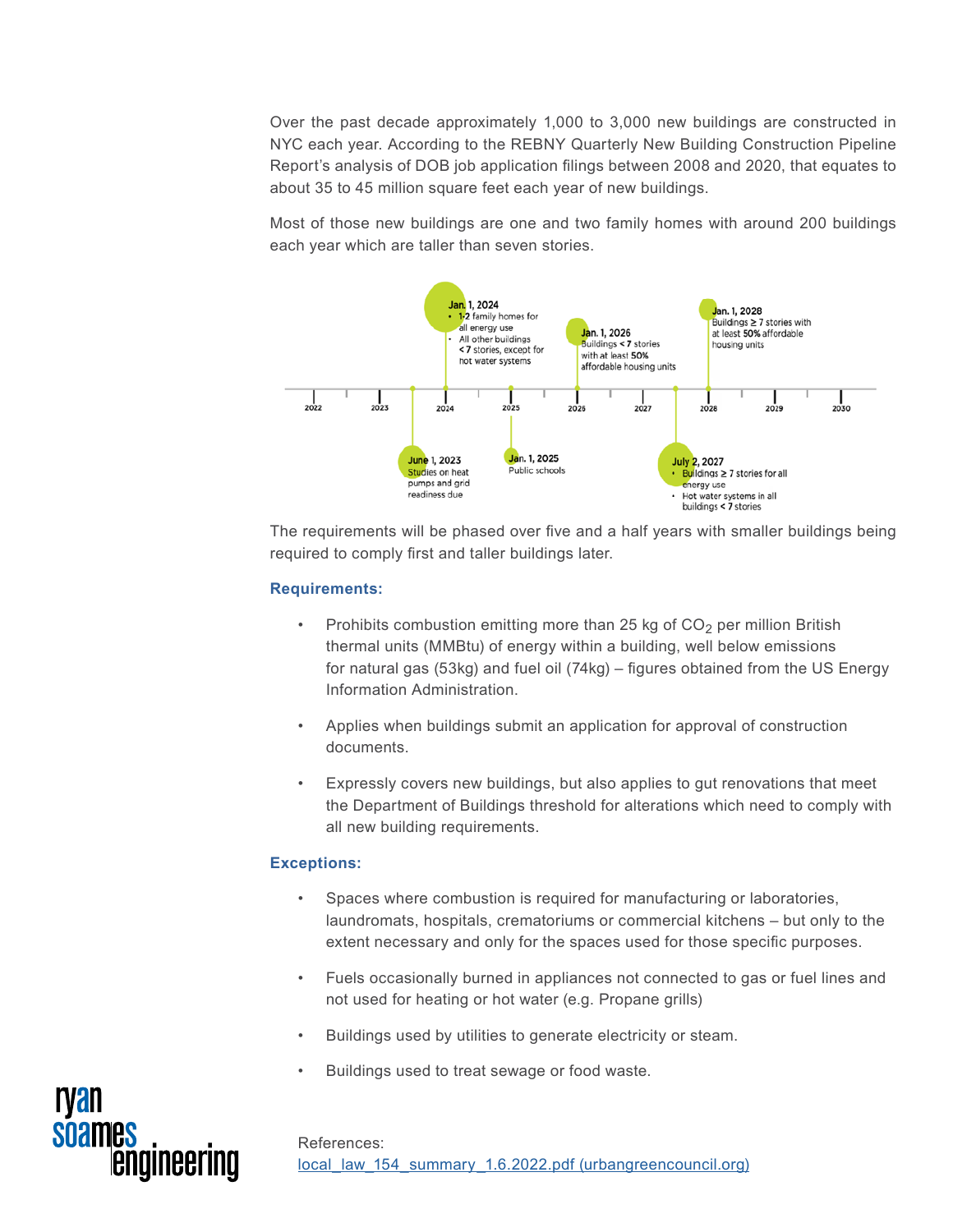Over the past decade approximately 1,000 to 3,000 new buildings are constructed in NYC each year. According to the REBNY Quarterly New Building Construction Pipeline Report's analysis of DOB job application filings between 2008 and 2020, that equates to about 35 to 45 million square feet each year of new buildings.

Most of those new buildings are one and two family homes with around 200 buildings each year which are taller than seven stories.

**June 1, 2023**
Studies on heat pumps and grid readiness due

**Jan. 1, 2024**
- 1-2 family homes for all energy use
- All other buildings < 7 stories, except for hot water systems

**Jan. 1, 2025**
Public schools

**Jan. 1, 2026**
Buildings < 7 stories with at least 50% affordable housing units

**July 2, 2027**
- Buildings ≥ 7 stories for all energy use
- Hot water systems in all buildings < 7 stories

**Jan. 1, 2028**
Buildings ≥ 7 stories with at least 50% affordable housing units

2022 2023 2024 2025 2026 2027 2028 2029 2030

The requirements will be phased over five and a half years with smaller buildings being required to comply first and taller buildings later.

### Requirements:

- Prohibits combustion emitting more than 25 kg of $CO_2$ per million British thermal units (MMBtu) of energy within a building, well below emissions for natural gas (53kg) and fuel oil (74kg) – figures obtained from the US Energy Information Administration.
- Applies when buildings submit an application for approval of construction documents.
- Expressly covers new buildings, but also applies to gut renovations that meet the Department of Buildings threshold for alterations which need to comply with all new building requirements.

### Exceptions:

- Spaces where combustion is required for manufacturing or laboratories, laundromats, hospitals, crematoriums or commercial kitchens – but only to the extent necessary and only for the spaces used for those specific purposes.
- Fuels occasionally burned in appliances not connected to gas or fuel lines and not used for heating or hot water (e.g. Propane grills)
- Buildings used by utilities to generate electricity or steam.
- Buildings used to treat sewage or food waste.

ryan soames engineering

References:
local_law_154_summary_1.6.2022.pdf (urbangreencouncil.org)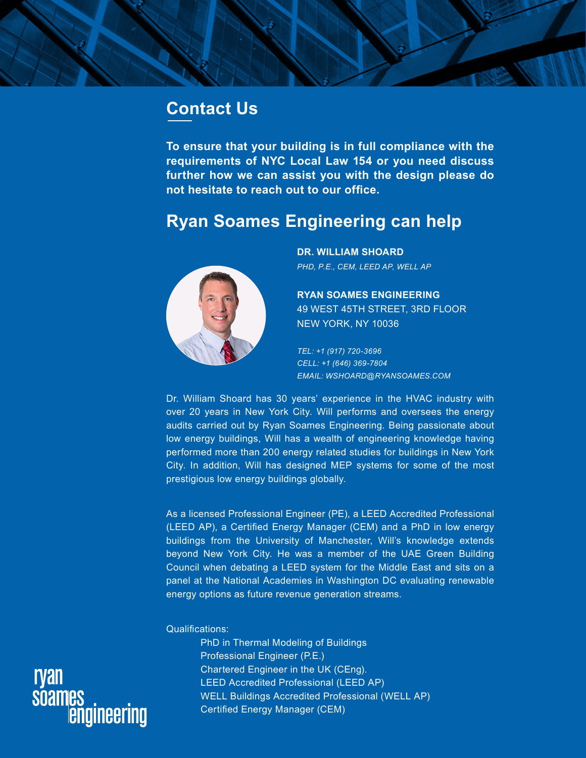## Contact Us

**To ensure that your building is in full compliance with the requirements of NYC Local Law 154 or you need discuss further how we can assist you with the design please do not hesitate to reach out to our office.**

## Ryan Soames Engineering can help

**DR. WILLIAM SHOARD**
*PHD, P.E., CEM, LEED AP, WELL AP*

**RYAN SOAMES ENGINEERING**
49 WEST 45TH STREET, 3RD FLOOR
NEW YORK, NY 10036

*TEL: +1 (917) 720-3696*
*CELL: +1 (646) 369-7804*
*EMAIL: WSHOARD@RYANSOAMES.COM*

Dr. William Shoard has 30 years' experience in the HVAC industry with over 20 years in New York City. Will performs and oversees the energy audits carried out by Ryan Soames Engineering. Being passionate about low energy buildings, Will has a wealth of engineering knowledge having performed more than 200 energy related studies for buildings in New York City. In addition, Will has designed MEP systems for some of the most prestigious low energy buildings globally.

As a licensed Professional Engineer (PE), a LEED Accredited Professional (LEED AP), a Certified Energy Manager (CEM) and a PhD in low energy buildings from the University of Manchester, Will's knowledge extends beyond New York City. He was a member of the UAE Green Building Council when debating a LEED system for the Middle East and sits on a panel at the National Academies in Washington DC evaluating renewable energy options as future revenue generation streams.

Qualifications:

- PhD in Thermal Modeling of Buildings
- Professional Engineer (P.E.)
- Chartered Engineer in the UK (CEng).
- LEED Accredited Professional (LEED AP)
- WELL Buildings Accredited Professional (WELL AP)
- Certified Energy Manager (CEM)

ryan soames engineering